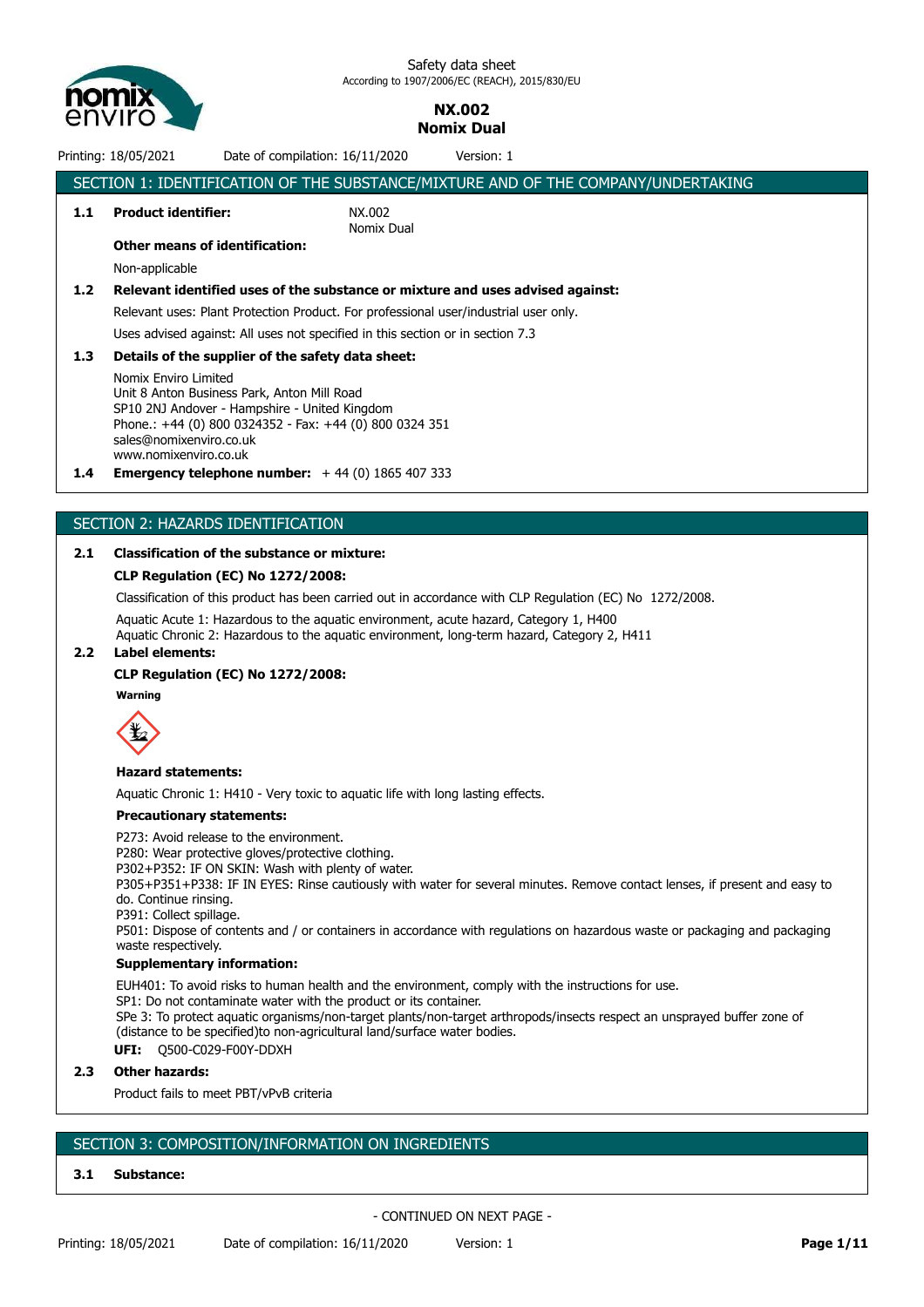Safety data sheet
According to 1907/2006/EC (REACH), 2015/830/EU

**NX.002**
**Nomix Dual**

Printing: 18/05/2021 Date of compilation: 16/11/2020 Version: 1

## SECTION 1: IDENTIFICATION OF THE SUBSTANCE/MIXTURE AND OF THE COMPANY/UNDERTAKING

**1.1 Product identifier:** NX.002
Nomix Dual

**Other means of identification:**

Non-applicable

**1.2 Relevant identified uses of the substance or mixture and uses advised against:**

Relevant uses: Plant Protection Product. For professional user/industrial user only.

Uses advised against: All uses not specified in this section or in section 7.3

**1.3 Details of the supplier of the safety data sheet:**

Nomix Enviro Limited
Unit 8 Anton Business Park, Anton Mill Road
SP10 2NJ Andover - Hampshire - United Kingdom
Phone.: +44 (0) 800 0324352 - Fax: +44 (0) 800 0324 351
sales@nomixenviro.co.uk
www.nomixenviro.co.uk

**1.4 Emergency telephone number:** + 44 (0) 1865 407 333

## SECTION 2: HAZARDS IDENTIFICATION

**2.1 Classification of the substance or mixture:**

**CLP Regulation (EC) No 1272/2008:**

Classification of this product has been carried out in accordance with CLP Regulation (EC) No 1272/2008.

Aquatic Acute 1: Hazardous to the aquatic environment, acute hazard, Category 1, H400
Aquatic Chronic 2: Hazardous to the aquatic environment, long-term hazard, Category 2, H411

**2.2 Label elements:**

**CLP Regulation (EC) No 1272/2008:**

**Warning**

**Hazard statements:**

Aquatic Chronic 1: H410 - Very toxic to aquatic life with long lasting effects.

**Precautionary statements:**

P273: Avoid release to the environment.
P280: Wear protective gloves/protective clothing.
P302+P352: IF ON SKIN: Wash with plenty of water.
P305+P351+P338: IF IN EYES: Rinse cautiously with water for several minutes. Remove contact lenses, if present and easy to do. Continue rinsing.
P391: Collect spillage.
P501: Dispose of contents and / or containers in accordance with regulations on hazardous waste or packaging and packaging waste respectively.

**Supplementary information:**

EUH401: To avoid risks to human health and the environment, comply with the instructions for use.
SP1: Do not contaminate water with the product or its container.
SPe 3: To protect aquatic organisms/non-target plants/non-target arthropods/insects respect an unsprayed buffer zone of (distance to be specified)to non-agricultural land/surface water bodies.

**UFI:** Q500-C029-F00Y-DDXH

**2.3 Other hazards:**

Product fails to meet PBT/vPvB criteria

## SECTION 3: COMPOSITION/INFORMATION ON INGREDIENTS

**3.1 Substance:**

- CONTINUED ON NEXT PAGE -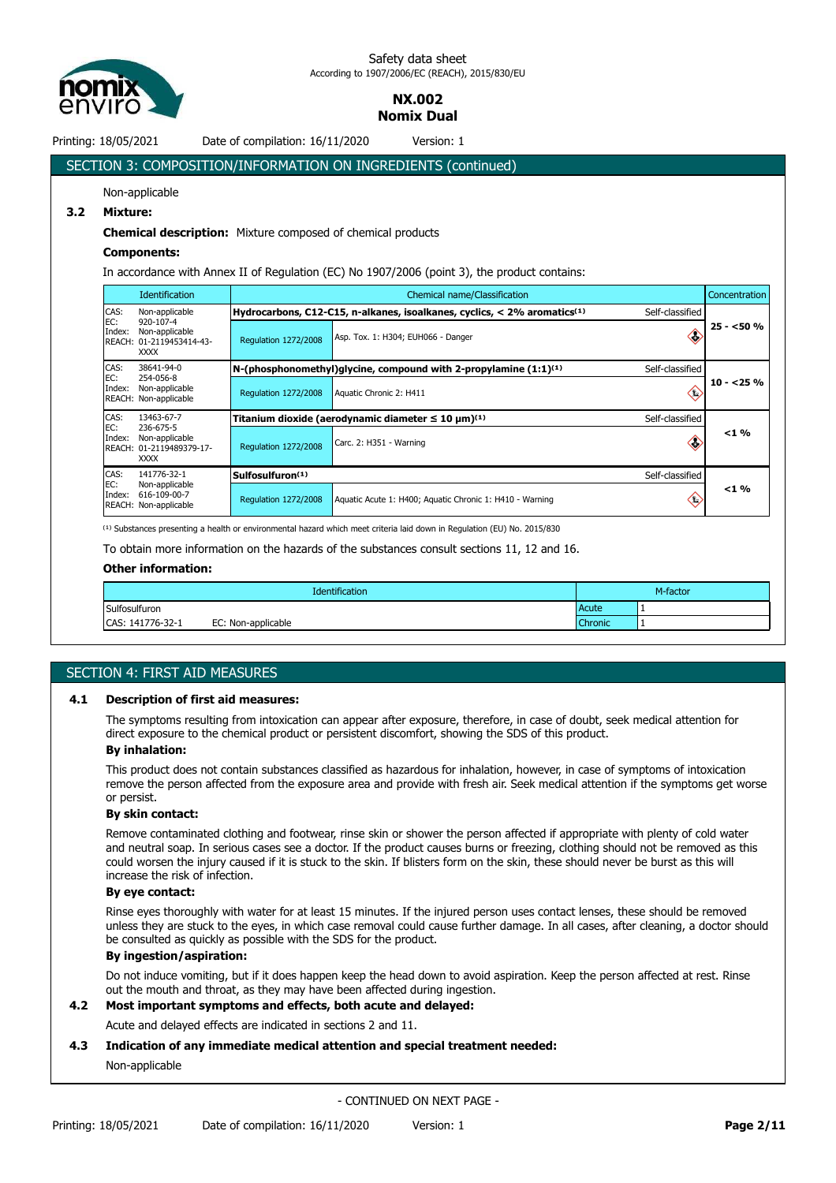## SECTION 3: COMPOSITION/INFORMATION ON INGREDIENTS (continued)

Non-applicable

### 3.2 Mixture:

**Chemical description:** Mixture composed of chemical products

**Components:**

In accordance with Annex II of Regulation (EC) No 1907/2006 (point 3), the product contains:

| Identification | Chemical name/Classification | | | Concentration |
|---|---|---|---|---|
| CAS: Non-applicable<br>EC: 920-107-4<br>Index: Non-applicable<br>REACH: 01-2119453414-43-XXXX | **Hydrocarbons, C12-C15, n-alkanes, isoalkanes, cyclics, < 2% aromatics[(1)]** | | Self-classified | 25 - <50 % |
| | Regulation 1272/2008 | Asp. Tox. 1: H304; EUH066 - Danger | | |
| CAS: 38641-94-0<br>EC: 254-056-8<br>Index: Non-applicable<br>REACH: Non-applicable | **N-(phosphonomethyl)glycine, compound with 2-propylamine (1:1)[(1)]** | | Self-classified | 10 - <25 % |
| | Regulation 1272/2008 | Aquatic Chronic 2: H411 | | |
| CAS: 13463-67-7<br>EC: 236-675-5<br>Index: Non-applicable<br>REACH: 01-2119489379-17-XXXX | **Titanium dioxide (aerodynamic diameter ≤ 10 μm)[(1)]** | | Self-classified | <1 % |
| | Regulation 1272/2008 | Carc. 2: H351 - Warning | | |
| CAS: 141776-32-1<br>EC: Non-applicable<br>Index: 616-109-00-7<br>REACH: Non-applicable | **Sulfosulfuron[(1)]** | | Self-classified | <1 % |
| | Regulation 1272/2008 | Aquatic Acute 1: H400; Aquatic Chronic 1: H410 - Warning | | |

[(1)] Substances presenting a health or environmental hazard which meet criteria laid down in Regulation (EU) No. 2015/830

To obtain more information on the hazards of the substances consult sections 11, 12 and 16.

**Other information:**

| Identification | | M-factor | |
|---|---|---|---|
| Sulfosulfuron | | Acute | 1 |
| CAS: 141776-32-1 | EC: Non-applicable | Chronic | 1 |

## SECTION 4: FIRST AID MEASURES

### 4.1 Description of first aid measures:

The symptoms resulting from intoxication can appear after exposure, therefore, in case of doubt, seek medical attention for direct exposure to the chemical product or persistent discomfort, showing the SDS of this product.

**By inhalation:**

This product does not contain substances classified as hazardous for inhalation, however, in case of symptoms of intoxication remove the person affected from the exposure area and provide with fresh air. Seek medical attention if the symptoms get worse or persist.

**By skin contact:**

Remove contaminated clothing and footwear, rinse skin or shower the person affected if appropriate with plenty of cold water and neutral soap. In serious cases see a doctor. If the product causes burns or freezing, clothing should not be removed as this could worsen the injury caused if it is stuck to the skin. If blisters form on the skin, these should never be burst as this will increase the risk of infection.

**By eye contact:**

Rinse eyes thoroughly with water for at least 15 minutes. If the injured person uses contact lenses, these should be removed unless they are stuck to the eyes, in which case removal could cause further damage. In all cases, after cleaning, a doctor should be consulted as quickly as possible with the SDS for the product.

**By ingestion/aspiration:**

Do not induce vomiting, but if it does happen keep the head down to avoid aspiration. Keep the person affected at rest. Rinse out the mouth and throat, as they may have been affected during ingestion.

### 4.2 Most important symptoms and effects, both acute and delayed:

Acute and delayed effects are indicated in sections 2 and 11.

### 4.3 Indication of any immediate medical attention and special treatment needed:

Non-applicable

- CONTINUED ON NEXT PAGE -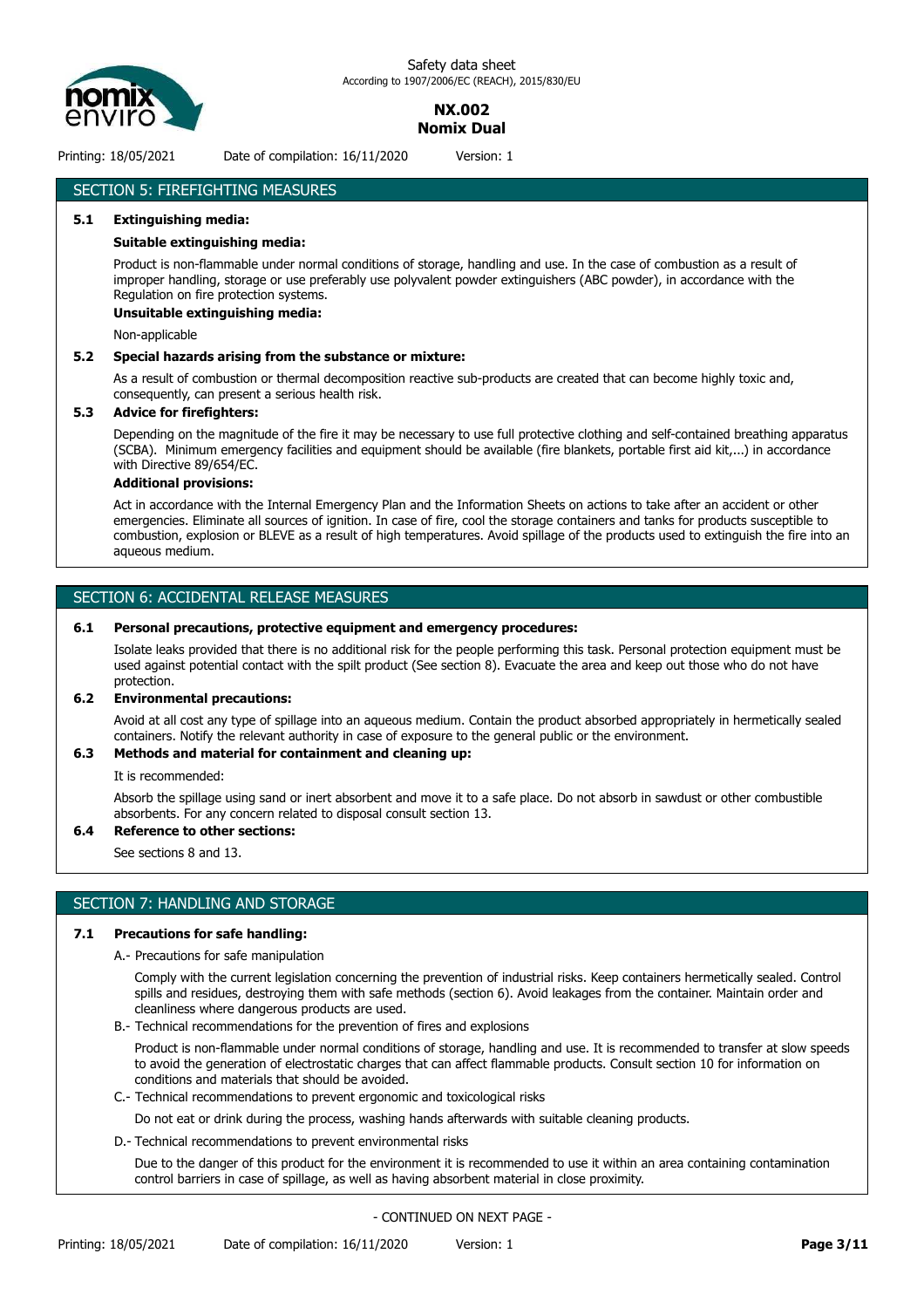## SECTION 5: FIREFIGHTING MEASURES

### 5.1 Extinguishing media:

**Suitable extinguishing media:**

Product is non-flammable under normal conditions of storage, handling and use. In the case of combustion as a result of improper handling, storage or use preferably use polyvalent powder extinguishers (ABC powder), in accordance with the Regulation on fire protection systems.

**Unsuitable extinguishing media:**

Non-applicable

### 5.2 Special hazards arising from the substance or mixture:

As a result of combustion or thermal decomposition reactive sub-products are created that can become highly toxic and, consequently, can present a serious health risk.

### 5.3 Advice for firefighters:

Depending on the magnitude of the fire it may be necessary to use full protective clothing and self-contained breathing apparatus (SCBA). Minimum emergency facilities and equipment should be available (fire blankets, portable first aid kit,...) in accordance with Directive 89/654/EC.

**Additional provisions:**

Act in accordance with the Internal Emergency Plan and the Information Sheets on actions to take after an accident or other emergencies. Eliminate all sources of ignition. In case of fire, cool the storage containers and tanks for products susceptible to combustion, explosion or BLEVE as a result of high temperatures. Avoid spillage of the products used to extinguish the fire into an aqueous medium.

## SECTION 6: ACCIDENTAL RELEASE MEASURES

### 6.1 Personal precautions, protective equipment and emergency procedures:

Isolate leaks provided that there is no additional risk for the people performing this task. Personal protection equipment must be used against potential contact with the spilt product (See section 8). Evacuate the area and keep out those who do not have protection.

### 6.2 Environmental precautions:

Avoid at all cost any type of spillage into an aqueous medium. Contain the product absorbed appropriately in hermetically sealed containers. Notify the relevant authority in case of exposure to the general public or the environment.

### 6.3 Methods and material for containment and cleaning up:

It is recommended:

Absorb the spillage using sand or inert absorbent and move it to a safe place. Do not absorb in sawdust or other combustible absorbents. For any concern related to disposal consult section 13.

### 6.4 Reference to other sections:

See sections 8 and 13.

## SECTION 7: HANDLING AND STORAGE

### 7.1 Precautions for safe handling:

A.- Precautions for safe manipulation

Comply with the current legislation concerning the prevention of industrial risks. Keep containers hermetically sealed. Control spills and residues, destroying them with safe methods (section 6). Avoid leakages from the container. Maintain order and cleanliness where dangerous products are used.

B.- Technical recommendations for the prevention of fires and explosions

Product is non-flammable under normal conditions of storage, handling and use. It is recommended to transfer at slow speeds to avoid the generation of electrostatic charges that can affect flammable products. Consult section 10 for information on conditions and materials that should be avoided.

C.- Technical recommendations to prevent ergonomic and toxicological risks

Do not eat or drink during the process, washing hands afterwards with suitable cleaning products.

D.- Technical recommendations to prevent environmental risks

Due to the danger of this product for the environment it is recommended to use it within an area containing contamination control barriers in case of spillage, as well as having absorbent material in close proximity.

- CONTINUED ON NEXT PAGE -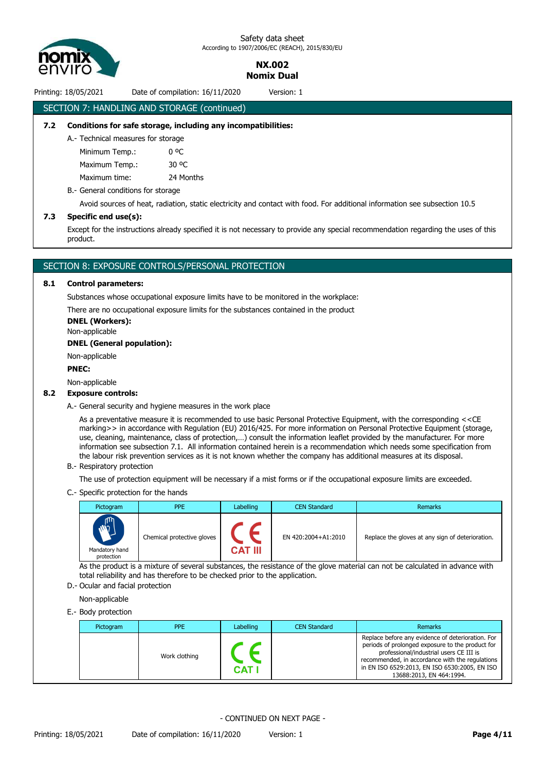## SECTION 7: HANDLING AND STORAGE (continued)

**7.2 Conditions for safe storage, including any incompatibilities:**

A.- Technical measures for storage

Minimum Temp.: 0 ºC

Maximum Temp.: 30 ºC

Maximum time: 24 Months

B.- General conditions for storage

Avoid sources of heat, radiation, static electricity and contact with food. For additional information see subsection 10.5

**7.3 Specific end use(s):**

Except for the instructions already specified it is not necessary to provide any special recommendation regarding the uses of this product.

## SECTION 8: EXPOSURE CONTROLS/PERSONAL PROTECTION

**8.1 Control parameters:**

Substances whose occupational exposure limits have to be monitored in the workplace:

There are no occupational exposure limits for the substances contained in the product

**DNEL (Workers):**

Non-applicable

**DNEL (General population):**

Non-applicable

**PNEC:**

Non-applicable

**8.2 Exposure controls:**

A.- General security and hygiene measures in the work place

As a preventative measure it is recommended to use basic Personal Protective Equipment, with the corresponding <<CE marking>> in accordance with Regulation (EU) 2016/425. For more information on Personal Protective Equipment (storage, use, cleaning, maintenance, class of protection,…) consult the information leaflet provided by the manufacturer. For more information see subsection 7.1. All information contained herein is a recommendation which needs some specification from the labour risk prevention services as it is not known whether the company has additional measures at its disposal.

B.- Respiratory protection

The use of protection equipment will be necessary if a mist forms or if the occupational exposure limits are exceeded.

C.- Specific protection for the hands

| Pictogram | PPE | Labelling | CEN Standard | Remarks |
|---|---|---|---|---|
| Mandatory hand protection | Chemical protective gloves | CE CAT III | EN 420:2004+A1:2010 | Replace the gloves at any sign of deterioration. |

As the product is a mixture of several substances, the resistance of the glove material can not be calculated in advance with total reliability and has therefore to be checked prior to the application.

D.- Ocular and facial protection

Non-applicable

E.- Body protection

| Pictogram | PPE | Labelling | CEN Standard | Remarks |
|---|---|---|---|---|
| | Work clothing | CE CAT I | | Replace before any evidence of deterioration. For periods of prolonged exposure to the product for professional/industrial users CE III is recommended, in accordance with the regulations in EN ISO 6529:2013, EN ISO 6530:2005, EN ISO 13688:2013, EN 464:1994. |

- CONTINUED ON NEXT PAGE -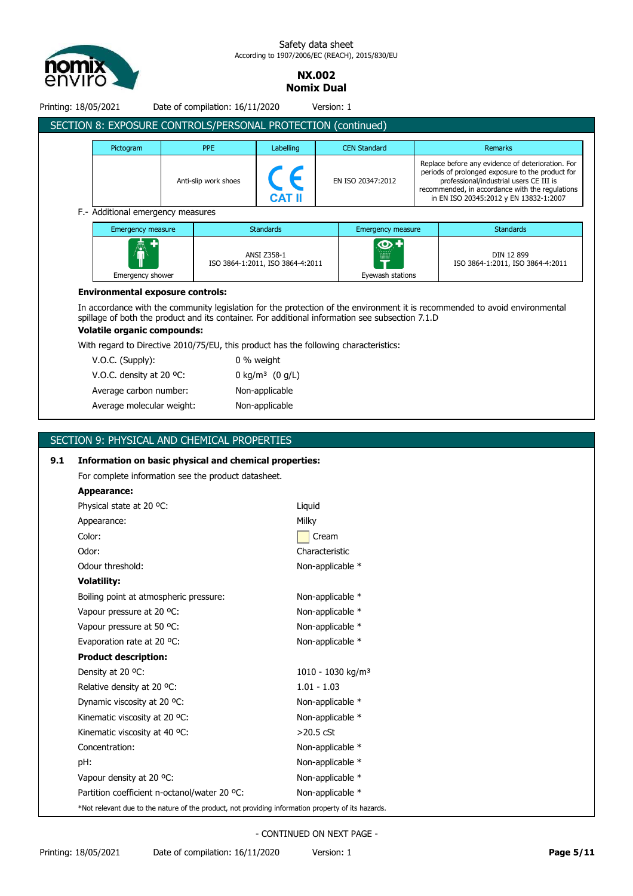## SECTION 8: EXPOSURE CONTROLS/PERSONAL PROTECTION (continued)

| Pictogram | PPE | Labelling | CEN Standard | Remarks |
|---|---|---|---|---|
| | Anti-slip work shoes | CE CAT II | EN ISO 20347:2012 | Replace before any evidence of deterioration. For periods of prolonged exposure to the product for professional/industrial users CE III is recommended, in accordance with the regulations in EN ISO 20345:2012 y EN 13832-1:2007 |

F.- Additional emergency measures

| Emergency measure | Standards | Emergency measure | Standards |
|---|---|---|---|
| Emergency shower | ANSI Z358-1 ISO 3864-1:2011, ISO 3864-4:2011 | Eyewash stations | DIN 12 899 ISO 3864-1:2011, ISO 3864-4:2011 |

**Environmental exposure controls:**

In accordance with the community legislation for the protection of the environment it is recommended to avoid environmental spillage of both the product and its container. For additional information see subsection 7.1.D

**Volatile organic compounds:**

With regard to Directive 2010/75/EU, this product has the following characteristics:

| | |
|---|---|
| V.O.C. (Supply): | 0 % weight |
| V.O.C. density at 20 ºC: | 0 kg/m³ (0 g/L) |
| Average carbon number: | Non-applicable |
| Average molecular weight: | Non-applicable |

## SECTION 9: PHYSICAL AND CHEMICAL PROPERTIES

### 9.1 Information on basic physical and chemical properties:

For complete information see the product datasheet.

**Appearance:**

| | |
|---|---|
| Physical state at 20 ºC: | Liquid |
| Appearance: | Milky |
| Color: | Cream |
| Odor: | Characteristic |
| Odour threshold: | Non-applicable * |

**Volatility:**

| | |
|---|---|
| Boiling point at atmospheric pressure: | Non-applicable * |
| Vapour pressure at 20 ºC: | Non-applicable * |
| Vapour pressure at 50 ºC: | Non-applicable * |
| Evaporation rate at 20 ºC: | Non-applicable * |

**Product description:**

| | |
|---|---|
| Density at 20 ºC: | 1010 - 1030 kg/m³ |
| Relative density at 20 ºC: | 1.01 - 1.03 |
| Dynamic viscosity at 20 ºC: | Non-applicable * |
| Kinematic viscosity at 20 ºC: | Non-applicable * |
| Kinematic viscosity at 40 ºC: | >20.5 cSt |
| Concentration: | Non-applicable * |
| pH: | Non-applicable * |
| Vapour density at 20 ºC: | Non-applicable * |
| Partition coefficient n-octanol/water 20 ºC: | Non-applicable * |

*Not relevant due to the nature of the product, not providing information property of its hazards.

- CONTINUED ON NEXT PAGE -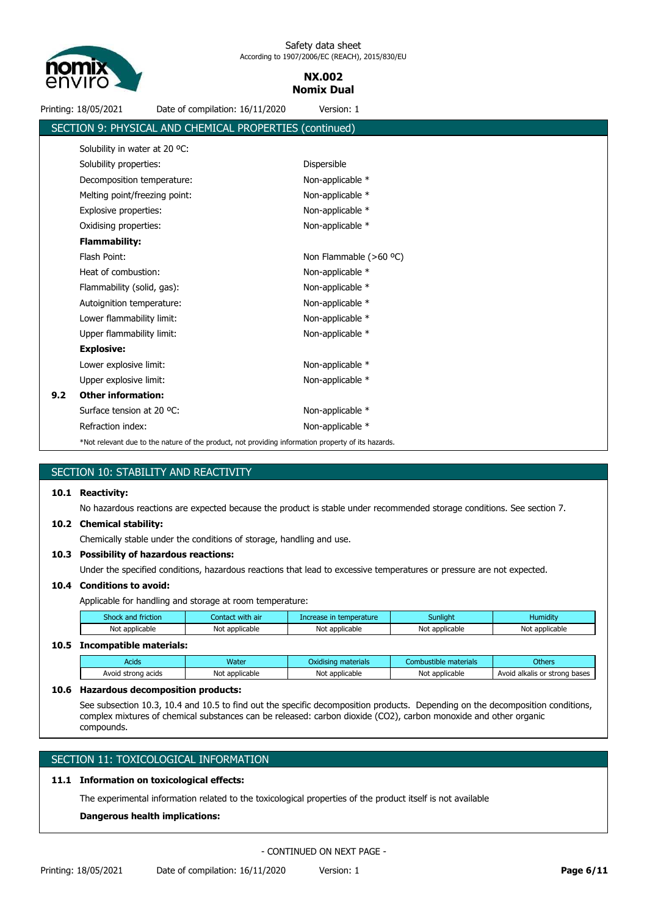## SECTION 9: PHYSICAL AND CHEMICAL PROPERTIES (continued)

| | |
|---|---|
| Solubility in water at 20 ºC: | |
| Solubility properties: | Dispersible |
| Decomposition temperature: | Non-applicable * |
| Melting point/freezing point: | Non-applicable * |
| Explosive properties: | Non-applicable * |
| Oxidising properties: | Non-applicable * |
| **Flammability:** | |
| Flash Point: | Non Flammable (>60 ºC) |
| Heat of combustion: | Non-applicable * |
| Flammability (solid, gas): | Non-applicable * |
| Autoignition temperature: | Non-applicable * |
| Lower flammability limit: | Non-applicable * |
| Upper flammability limit: | Non-applicable * |
| **Explosive:** | |
| Lower explosive limit: | Non-applicable * |
| Upper explosive limit: | Non-applicable * |

**9.2 Other information:**

| | |
|---|---|
| Surface tension at 20 ºC: | Non-applicable * |
| Refraction index: | Non-applicable * |

*Not relevant due to the nature of the product, not providing information property of its hazards.

## SECTION 10: STABILITY AND REACTIVITY

**10.1 Reactivity:**

No hazardous reactions are expected because the product is stable under recommended storage conditions. See section 7.

**10.2 Chemical stability:**

Chemically stable under the conditions of storage, handling and use.

**10.3 Possibility of hazardous reactions:**

Under the specified conditions, hazardous reactions that lead to excessive temperatures or pressure are not expected.

**10.4 Conditions to avoid:**

Applicable for handling and storage at room temperature:

| Shock and friction | Contact with air | Increase in temperature | Sunlight | Humidity |
|---|---|---|---|---|
| Not applicable | Not applicable | Not applicable | Not applicable | Not applicable |

**10.5 Incompatible materials:**

| Acids | Water | Oxidising materials | Combustible materials | Others |
|---|---|---|---|---|
| Avoid strong acids | Not applicable | Not applicable | Not applicable | Avoid alkalis or strong bases |

**10.6 Hazardous decomposition products:**

See subsection 10.3, 10.4 and 10.5 to find out the specific decomposition products. Depending on the decomposition conditions, complex mixtures of chemical substances can be released: carbon dioxide ($CO_2$), carbon monoxide and other organic compounds.

## SECTION 11: TOXICOLOGICAL INFORMATION

**11.1 Information on toxicological effects:**

The experimental information related to the toxicological properties of the product itself is not available

**Dangerous health implications:**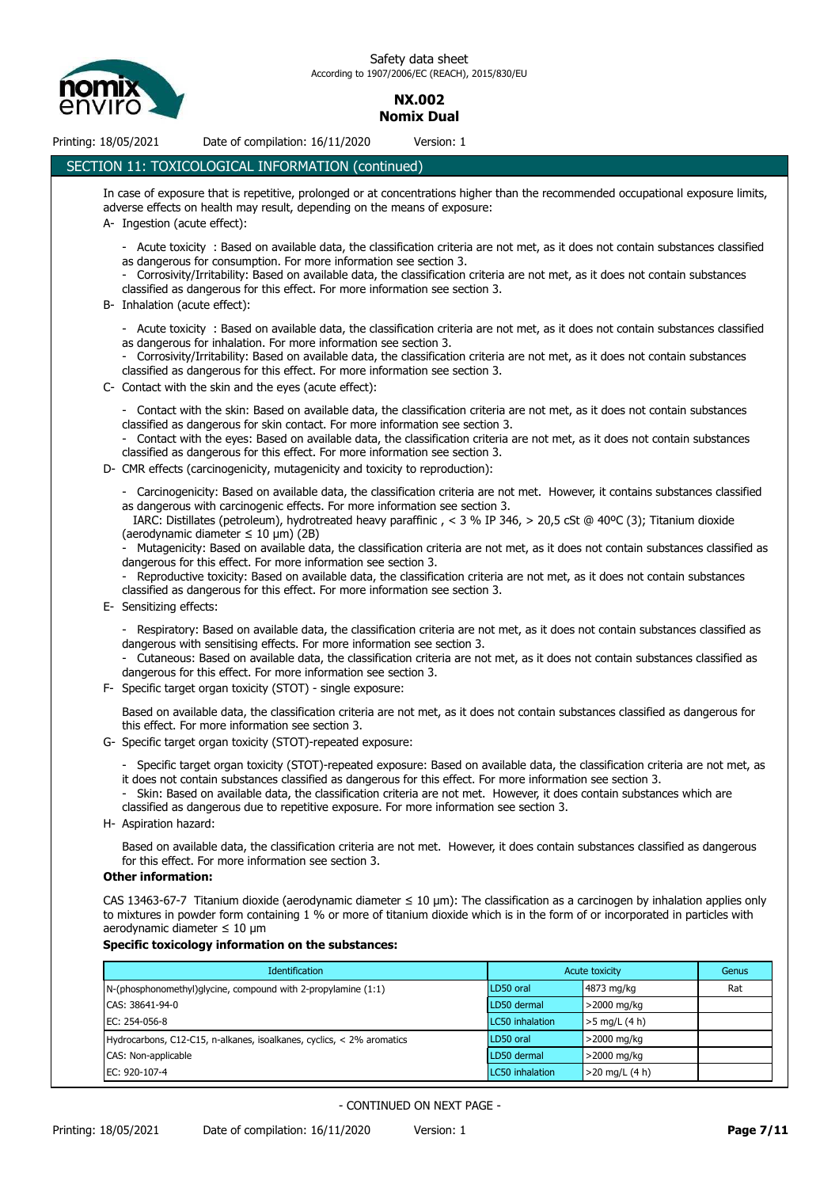## SECTION 11: TOXICOLOGICAL INFORMATION (continued)

In case of exposure that is repetitive, prolonged or at concentrations higher than the recommended occupational exposure limits, adverse effects on health may result, depending on the means of exposure:

A- Ingestion (acute effect):

- Acute toxicity : Based on available data, the classification criteria are not met, as it does not contain substances classified as dangerous for consumption. For more information see section 3.
- Corrosivity/Irritability: Based on available data, the classification criteria are not met, as it does not contain substances classified as dangerous for this effect. For more information see section 3.

B- Inhalation (acute effect):

- Acute toxicity : Based on available data, the classification criteria are not met, as it does not contain substances classified as dangerous for inhalation. For more information see section 3.
- Corrosivity/Irritability: Based on available data, the classification criteria are not met, as it does not contain substances classified as dangerous for this effect. For more information see section 3.

C- Contact with the skin and the eyes (acute effect):

- Contact with the skin: Based on available data, the classification criteria are not met, as it does not contain substances classified as dangerous for skin contact. For more information see section 3.
- Contact with the eyes: Based on available data, the classification criteria are not met, as it does not contain substances classified as dangerous for this effect. For more information see section 3.

D- CMR effects (carcinogenicity, mutagenicity and toxicity to reproduction):

- Carcinogenicity: Based on available data, the classification criteria are not met. However, it contains substances classified as dangerous with carcinogenic effects. For more information see section 3.
  IARC: Distillates (petroleum), hydrotreated heavy paraffinic , < 3 % IP 346, > 20,5 cSt @ 40ºC (3); Titanium dioxide (aerodynamic diameter ≤ 10 μm) (2B)
- Mutagenicity: Based on available data, the classification criteria are not met, as it does not contain substances classified as dangerous for this effect. For more information see section 3.
- Reproductive toxicity: Based on available data, the classification criteria are not met, as it does not contain substances classified as dangerous for this effect. For more information see section 3.

E- Sensitizing effects:

- Respiratory: Based on available data, the classification criteria are not met, as it does not contain substances classified as dangerous with sensitising effects. For more information see section 3.
- Cutaneous: Based on available data, the classification criteria are not met, as it does not contain substances classified as dangerous for this effect. For more information see section 3.

F- Specific target organ toxicity (STOT) - single exposure:

Based on available data, the classification criteria are not met, as it does not contain substances classified as dangerous for this effect. For more information see section 3.

G- Specific target organ toxicity (STOT)-repeated exposure:

- Specific target organ toxicity (STOT)-repeated exposure: Based on available data, the classification criteria are not met, as it does not contain substances classified as dangerous for this effect. For more information see section 3.
- Skin: Based on available data, the classification criteria are not met. However, it does contain substances which are classified as dangerous due to repetitive exposure. For more information see section 3.

H- Aspiration hazard:

Based on available data, the classification criteria are not met. However, it does contain substances classified as dangerous for this effect. For more information see section 3.

**Other information:**

CAS 13463-67-7 Titanium dioxide (aerodynamic diameter ≤ 10 μm): The classification as a carcinogen by inhalation applies only to mixtures in powder form containing 1 % or more of titanium dioxide which is in the form of or incorporated in particles with aerodynamic diameter ≤ 10 μm

**Specific toxicology information on the substances:**

| Identification | Acute toxicity | | Genus |
|---|---|---|---|
| N-(phosphonomethyl)glycine, compound with 2-propylamine (1:1) | LD50 oral | 4873 mg/kg | Rat |
| CAS: 38641-94-0 | LD50 dermal | >2000 mg/kg | |
| EC: 254-056-8 | LC50 inhalation | >5 mg/L (4 h) | |
| Hydrocarbons, C12-C15, n-alkanes, isoalkanes, cyclics, < 2% aromatics | LD50 oral | >2000 mg/kg | |
| CAS: Non-applicable | LD50 dermal | >2000 mg/kg | |
| EC: 920-107-4 | LC50 inhalation | >20 mg/L (4 h) | |

- CONTINUED ON NEXT PAGE -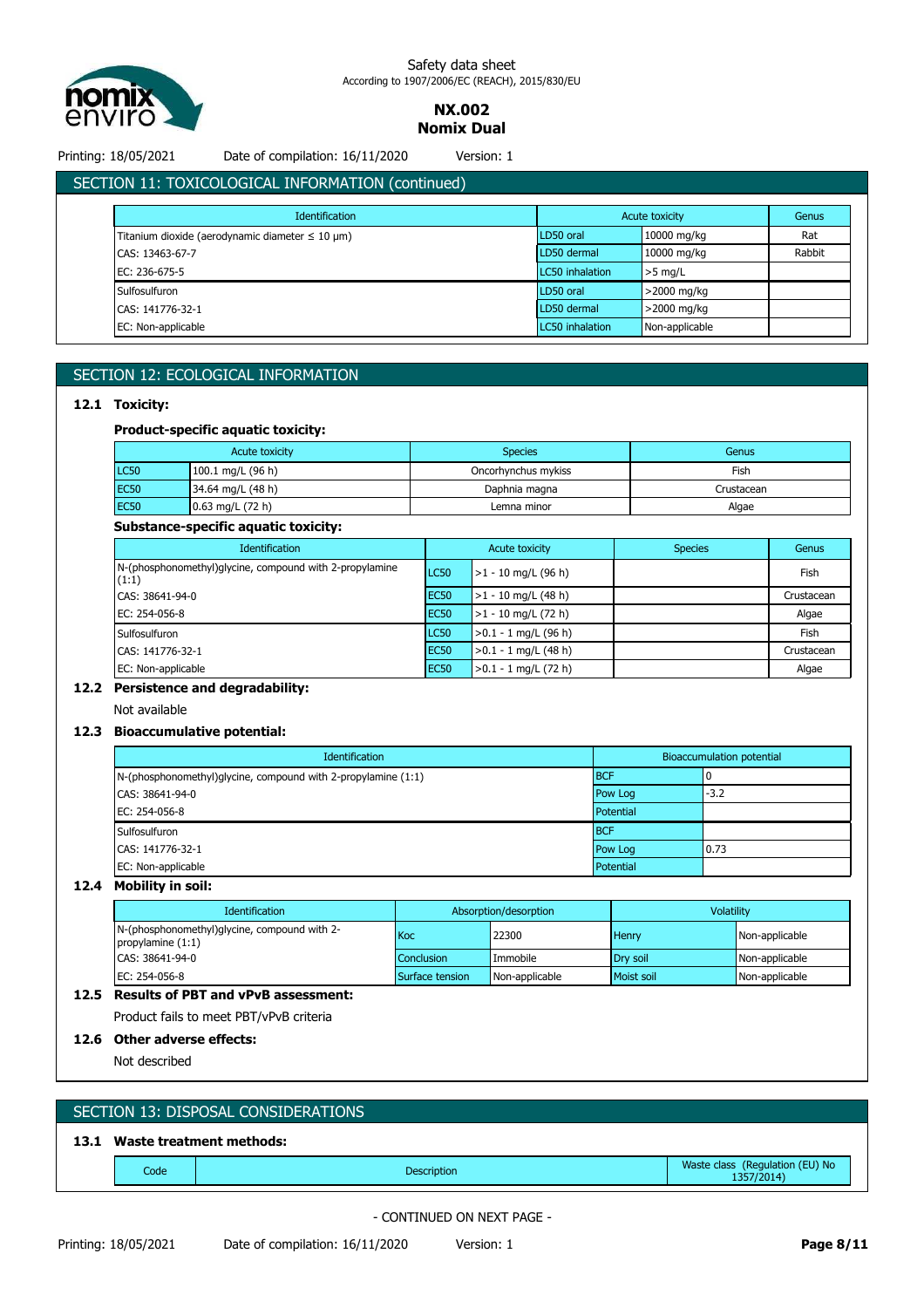## SECTION 11: TOXICOLOGICAL INFORMATION (continued)

| Identification | Acute toxicity | | Genus |
|---|---|---|---|
| Titanium dioxide (aerodynamic diameter ≤ 10 µm) | LD50 oral | 10000 mg/kg | Rat |
| CAS: 13463-67-7 | LD50 dermal | 10000 mg/kg | Rabbit |
| EC: 236-675-5 | LC50 inhalation | >5 mg/L | |
| Sulfosulfuron | LD50 oral | >2000 mg/kg | |
| CAS: 141776-32-1 | LD50 dermal | >2000 mg/kg | |
| EC: Non-applicable | LC50 inhalation | Non-applicable | |

## SECTION 12: ECOLOGICAL INFORMATION

### 12.1 Toxicity:

**Product-specific aquatic toxicity:**

| Acute toxicity | | Species | Genus |
|---|---|---|---|
| LC50 | 100.1 mg/L (96 h) | Oncorhynchus mykiss | Fish |
| EC50 | 34.64 mg/L (48 h) | Daphnia magna | Crustacean |
| EC50 | 0.63 mg/L (72 h) | Lemna minor | Algae |

**Substance-specific aquatic toxicity:**

| Identification | Acute toxicity | | Species | Genus |
|---|---|---|---|---|
| N-(phosphonomethyl)glycine, compound with 2-propylamine (1:1) | LC50 | >1 - 10 mg/L (96 h) | | Fish |
| CAS: 38641-94-0 | EC50 | >1 - 10 mg/L (48 h) | | Crustacean |
| EC: 254-056-8 | EC50 | >1 - 10 mg/L (72 h) | | Algae |
| Sulfosulfuron | LC50 | >0.1 - 1 mg/L (96 h) | | Fish |
| CAS: 141776-32-1 | EC50 | >0.1 - 1 mg/L (48 h) | | Crustacean |
| EC: Non-applicable | EC50 | >0.1 - 1 mg/L (72 h) | | Algae |

### 12.2 Persistence and degradability:

Not available

### 12.3 Bioaccumulative potential:

| Identification | Bioaccumulation potential | |
|---|---|---|
| N-(phosphonomethyl)glycine, compound with 2-propylamine (1:1) | BCF | 0 |
| CAS: 38641-94-0 | Pow Log | -3.2 |
| EC: 254-056-8 | Potential | |
| Sulfosulfuron | BCF | |
| CAS: 141776-32-1 | Pow Log | 0.73 |
| EC: Non-applicable | Potential | |

### 12.4 Mobility in soil:

| Identification | Absorption/desorption | | Volatility | |
|---|---|---|---|---|
| N-(phosphonomethyl)glycine, compound with 2-propylamine (1:1) | Koc | 22300 | Henry | Non-applicable |
| CAS: 38641-94-0 | Conclusion | Immobile | Dry soil | Non-applicable |
| EC: 254-056-8 | Surface tension | Non-applicable | Moist soil | Non-applicable |

### 12.5 Results of PBT and vPvB assessment:

Product fails to meet PBT/vPvB criteria

### 12.6 Other adverse effects:

Not described

## SECTION 13: DISPOSAL CONSIDERATIONS

### 13.1 Waste treatment methods:

| Code | Description | Waste class (Regulation (EU) No 1357/2014) |
|---|---|---|

- CONTINUED ON NEXT PAGE -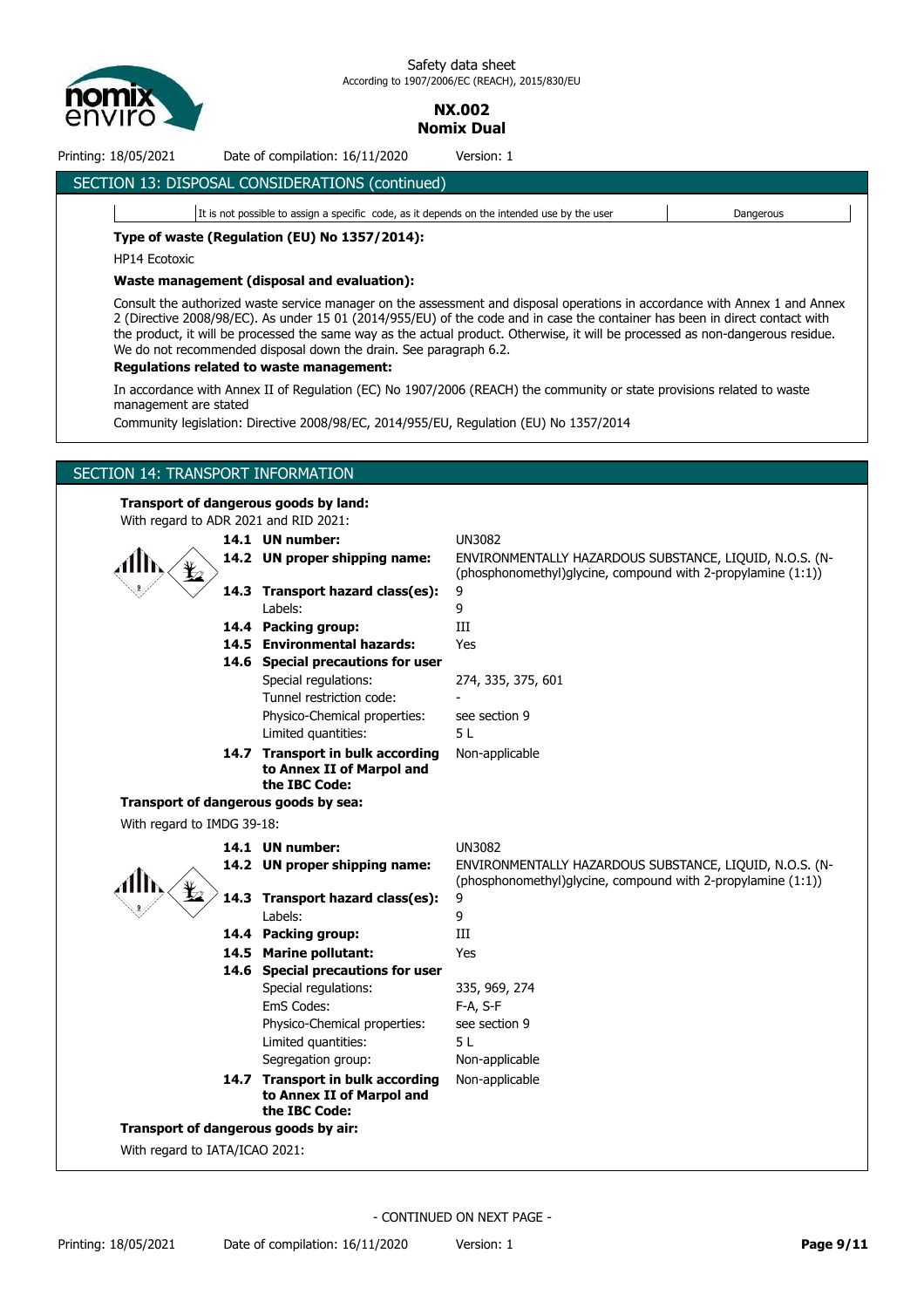## SECTION 13: DISPOSAL CONSIDERATIONS (continued)

| | It is not possible to assign a specific code, as it depends on the intended use by the user | Dangerous |
|---|---|---|

**Type of waste (Regulation (EU) No 1357/2014):**

HP14 Ecotoxic

**Waste management (disposal and evaluation):**

Consult the authorized waste service manager on the assessment and disposal operations in accordance with Annex 1 and Annex 2 (Directive 2008/98/EC). As under 15 01 (2014/955/EU) of the code and in case the container has been in direct contact with the product, it will be processed the same way as the actual product. Otherwise, it will be processed as non-dangerous residue. We do not recommended disposal down the drain. See paragraph 6.2.

**Regulations related to waste management:**

In accordance with Annex II of Regulation (EC) No 1907/2006 (REACH) the community or state provisions related to waste management are stated

Community legislation: Directive 2008/98/EC, 2014/955/EU, Regulation (EU) No 1357/2014

## SECTION 14: TRANSPORT INFORMATION

**Transport of dangerous goods by land:**

With regard to ADR 2021 and RID 2021:

| | |
|---|---|
| **14.1 UN number:** | UN3082 |
| **14.2 UN proper shipping name:** | ENVIRONMENTALLY HAZARDOUS SUBSTANCE, LIQUID, N.O.S. (N-(phosphonomethyl)glycine, compound with 2-propylamine (1:1)) |
| **14.3 Transport hazard class(es):** | 9 |
| Labels: | 9 |
| **14.4 Packing group:** | III |
| **14.5 Environmental hazards:** | Yes |
| **14.6 Special precautions for user** | |
| Special regulations: | 274, 335, 375, 601 |
| Tunnel restriction code: | - |
| Physico-Chemical properties: | see section 9 |
| Limited quantities: | 5 L |
| **14.7 Transport in bulk according to Annex II of Marpol and the IBC Code:** | Non-applicable |

**Transport of dangerous goods by sea:**

With regard to IMDG 39-18:

| | |
|---|---|
| **14.1 UN number:** | UN3082 |
| **14.2 UN proper shipping name:** | ENVIRONMENTALLY HAZARDOUS SUBSTANCE, LIQUID, N.O.S. (N-(phosphonomethyl)glycine, compound with 2-propylamine (1:1)) |
| **14.3 Transport hazard class(es):** | 9 |
| Labels: | 9 |
| **14.4 Packing group:** | III |
| **14.5 Marine pollutant:** | Yes |
| **14.6 Special precautions for user** | |
| Special regulations: | 335, 969, 274 |
| EmS Codes: | F-A, S-F |
| Physico-Chemical properties: | see section 9 |
| Limited quantities: | 5 L |
| Segregation group: | Non-applicable |
| **14.7 Transport in bulk according to Annex II of Marpol and the IBC Code:** | Non-applicable |

**Transport of dangerous goods by air:**

With regard to IATA/ICAO 2021:

- CONTINUED ON NEXT PAGE -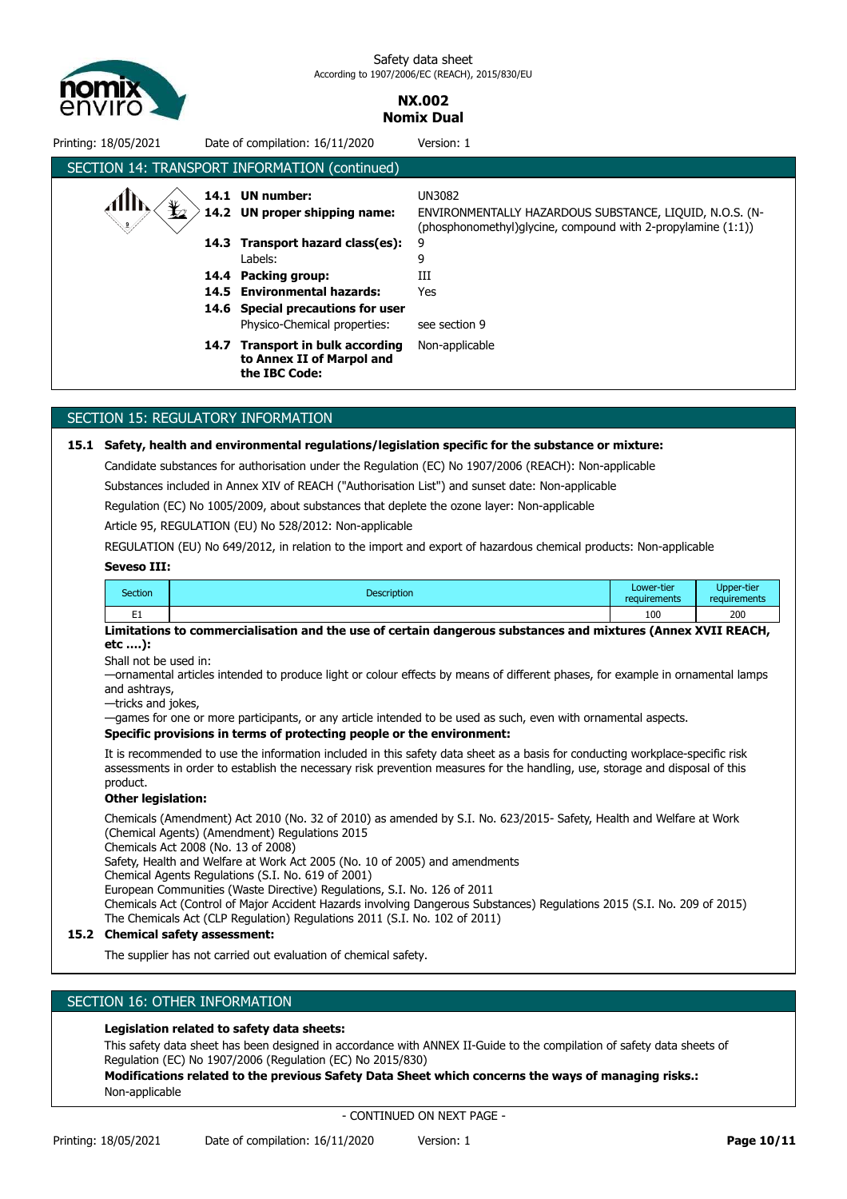## SECTION 14: TRANSPORT INFORMATION (continued)

**14.1 UN number:** UN3082

**14.2 UN proper shipping name:** ENVIRONMENTALLY HAZARDOUS SUBSTANCE, LIQUID, N.O.S. (N-(phosphonomethyl)glycine, compound with 2-propylamine (1:1))

**14.3 Transport hazard class(es):** 9

Labels: 9

**14.4 Packing group:** III

**14.5 Environmental hazards:** Yes

**14.6 Special precautions for user**

Physico-Chemical properties: see section 9

**14.7 Transport in bulk according to Annex II of Marpol and the IBC Code:** Non-applicable

## SECTION 15: REGULATORY INFORMATION

**15.1 Safety, health and environmental regulations/legislation specific for the substance or mixture:**

Candidate substances for authorisation under the Regulation (EC) No 1907/2006 (REACH): Non-applicable

Substances included in Annex XIV of REACH ("Authorisation List") and sunset date: Non-applicable

Regulation (EC) No 1005/2009, about substances that deplete the ozone layer: Non-applicable

Article 95, REGULATION (EU) No 528/2012: Non-applicable

REGULATION (EU) No 649/2012, in relation to the import and export of hazardous chemical products: Non-applicable

**Seveso III:**

| Section | Description | Lower-tier requirements | Upper-tier requirements |
|---|---|---|---|
| E1 | | 100 | 200 |

**Limitations to commercialisation and the use of certain dangerous substances and mixtures (Annex XVII REACH, etc ….):**

Shall not be used in:
—ornamental articles intended to produce light or colour effects by means of different phases, for example in ornamental lamps and ashtrays,
—tricks and jokes,
—games for one or more participants, or any article intended to be used as such, even with ornamental aspects.

**Specific provisions in terms of protecting people or the environment:**

It is recommended to use the information included in this safety data sheet as a basis for conducting workplace-specific risk assessments in order to establish the necessary risk prevention measures for the handling, use, storage and disposal of this product.

**Other legislation:**

Chemicals (Amendment) Act 2010 (No. 32 of 2010) as amended by S.I. No. 623/2015- Safety, Health and Welfare at Work (Chemical Agents) (Amendment) Regulations 2015
Chemicals Act 2008 (No. 13 of 2008)
Safety, Health and Welfare at Work Act 2005 (No. 10 of 2005) and amendments
Chemical Agents Regulations (S.I. No. 619 of 2001)
European Communities (Waste Directive) Regulations, S.I. No. 126 of 2011
Chemicals Act (Control of Major Accident Hazards involving Dangerous Substances) Regulations 2015 (S.I. No. 209 of 2015)
The Chemicals Act (CLP Regulation) Regulations 2011 (S.I. No. 102 of 2011)

**15.2 Chemical safety assessment:**

The supplier has not carried out evaluation of chemical safety.

## SECTION 16: OTHER INFORMATION

**Legislation related to safety data sheets:**

This safety data sheet has been designed in accordance with ANNEX II-Guide to the compilation of safety data sheets of Regulation (EC) No 1907/2006 (Regulation (EC) No 2015/830)

**Modifications related to the previous Safety Data Sheet which concerns the ways of managing risks.:**

Non-applicable

- CONTINUED ON NEXT PAGE -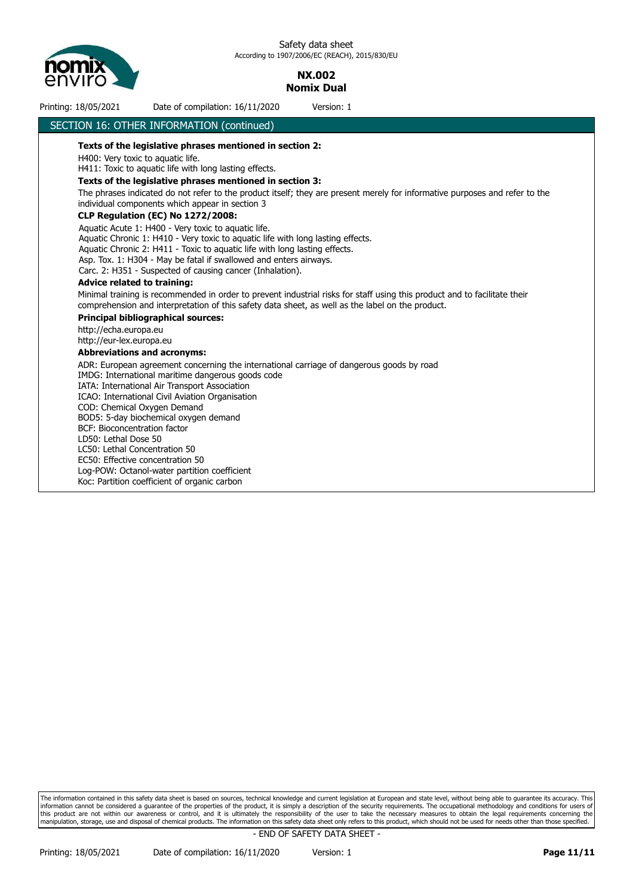## SECTION 16: OTHER INFORMATION (continued)

**Texts of the legislative phrases mentioned in section 2:**

H400: Very toxic to aquatic life.
H411: Toxic to aquatic life with long lasting effects.

**Texts of the legislative phrases mentioned in section 3:**

The phrases indicated do not refer to the product itself; they are present merely for informative purposes and refer to the individual components which appear in section 3

**CLP Regulation (EC) No 1272/2008:**

Aquatic Acute 1: H400 - Very toxic to aquatic life.
Aquatic Chronic 1: H410 - Very toxic to aquatic life with long lasting effects.
Aquatic Chronic 2: H411 - Toxic to aquatic life with long lasting effects.
Asp. Tox. 1: H304 - May be fatal if swallowed and enters airways.
Carc. 2: H351 - Suspected of causing cancer (Inhalation).

**Advice related to training:**

Minimal training is recommended in order to prevent industrial risks for staff using this product and to facilitate their comprehension and interpretation of this safety data sheet, as well as the label on the product.

**Principal bibliographical sources:**

http://echa.europa.eu
http://eur-lex.europa.eu

**Abbreviations and acronyms:**

ADR: European agreement concerning the international carriage of dangerous goods by road
IMDG: International maritime dangerous goods code
IATA: International Air Transport Association
ICAO: International Civil Aviation Organisation
COD: Chemical Oxygen Demand
BOD5: 5-day biochemical oxygen demand
BCF: Bioconcentration factor
LD50: Lethal Dose 50
LC50: Lethal Concentration 50
EC50: Effective concentration 50
Log-POW: Octanol-water partition coefficient
Koc: Partition coefficient of organic carbon

The information contained in this safety data sheet is based on sources, technical knowledge and current legislation at European and state level, without being able to guarantee its accuracy. This information cannot be considered a guarantee of the properties of the product, it is simply a description of the security requirements. The occupational methodology and conditions for users of this product are not within our awareness or control, and it is ultimately the responsibility of the user to take the necessary measures to obtain the legal requirements concerning the manipulation, storage, use and disposal of chemical products. The information on this safety data sheet only refers to this product, which should not be used for needs other than those specified.

- END OF SAFETY DATA SHEET -